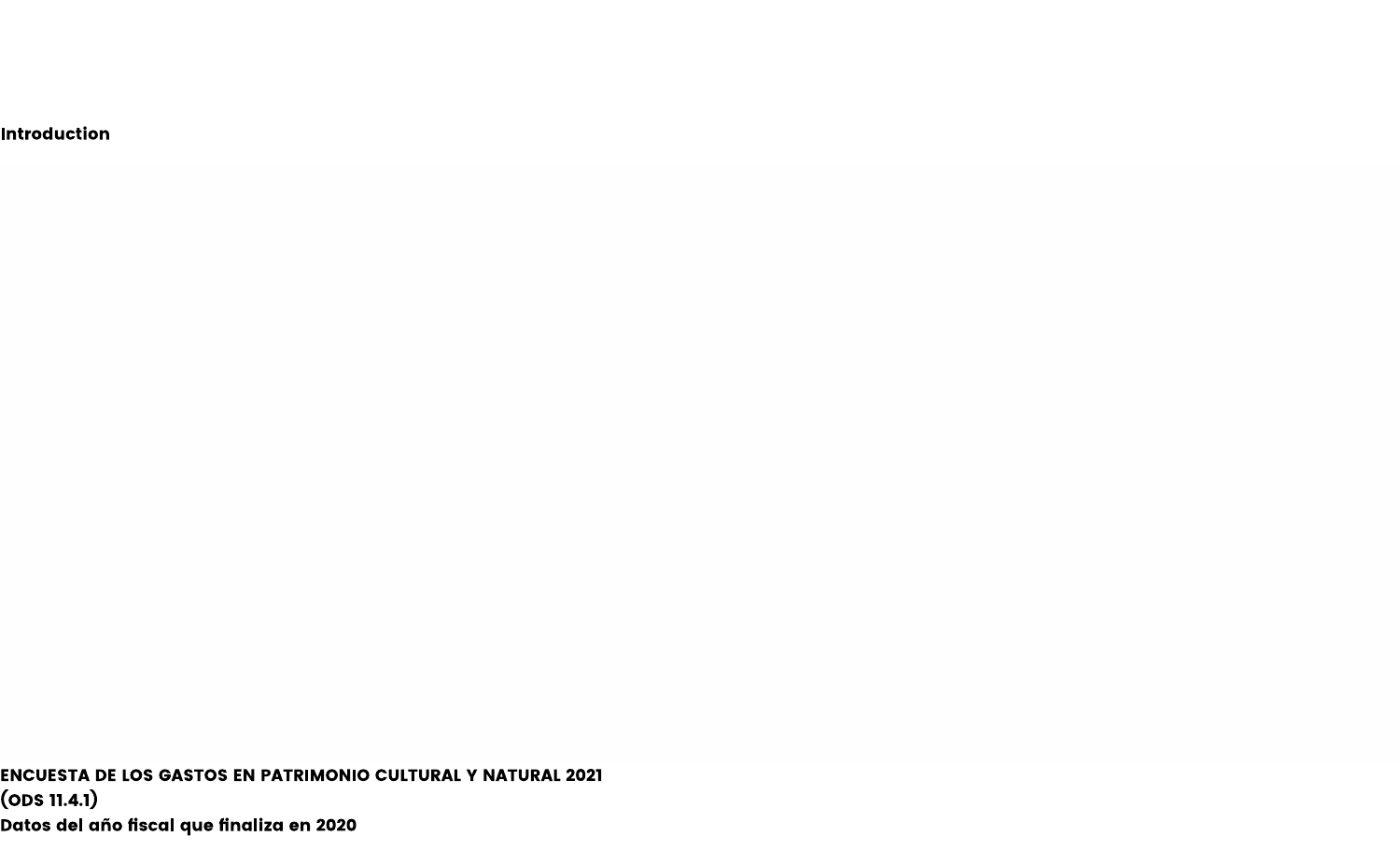**Introduction**

**ENCUESTA DE LOS GASTOS EN PATRIMONIO CULTURAL Y NATURAL 2021**
**(ODS 11.4.1)**
**Datos del año fiscal que finaliza en 2020**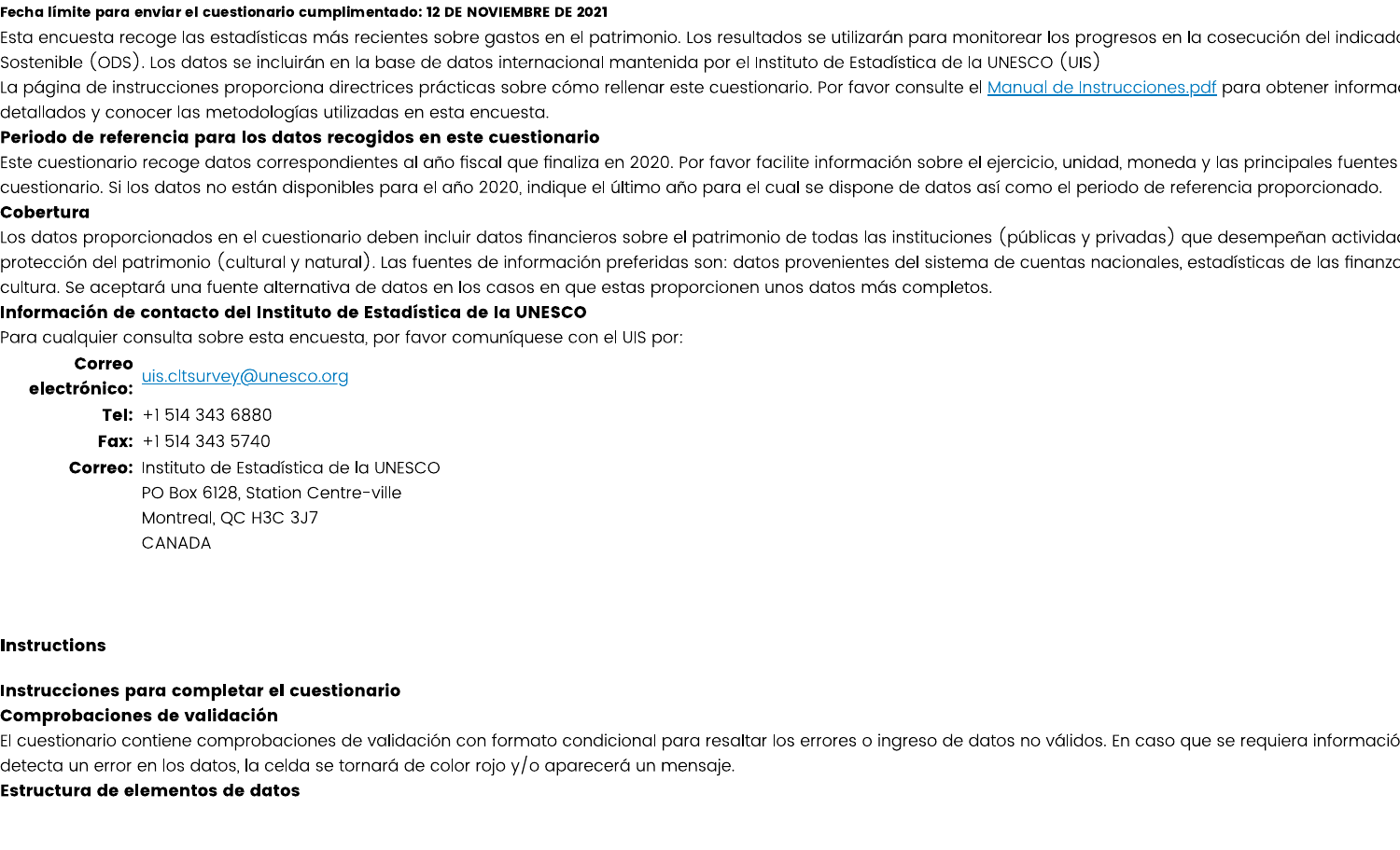**Fecha límite para enviar el cuestionario cumplimentado: 12 DE NOVIEMBRE DE 2021**

Esta encuesta recoge las estadísticas más recientes sobre gastos en el patrimonio. Los resultados se utilizarán para monitorear los progresos en la cosecución del indicado
Sostenible (ODS). Los datos se incluirán en la base de datos internacional mantenida por el Instituto de Estadística de la UNESCO (UIS)

La página de instrucciones proporciona directrices prácticas sobre cómo rellenar este cuestionario. Por favor consulte el [Manual de Instrucciones.pdf]() para obtener informa
detallados y conocer las metodologías utilizadas en esta encuesta.

**Periodo de referencia para los datos recogidos en este cuestionario**

Este cuestionario recoge datos correspondientes al año fiscal que finaliza en 2020. Por favor facilite información sobre el ejercicio, unidad, moneda y las principales fuentes
cuestionario. Si los datos no están disponibles para el año 2020, indique el último año para el cual se dispone de datos así como el periodo de referencia proporcionado.

**Cobertura**

Los datos proporcionados en el cuestionario deben incluir datos financieros sobre el patrimonio de todas las instituciones (públicas y privadas) que desempeñan activida
protección del patrimonio (cultural y natural). Las fuentes de información preferidas son: datos provenientes del sistema de cuentas nacionales, estadísticas de las finanza
cultura. Se aceptará una fuente alternativa de datos en los casos en que estas proporcionen unos datos más completos.

**Información de contacto del Instituto de Estadística de la UNESCO**

Para cualquier consulta sobre esta encuesta, por favor comuníquese con el UIS por:

**Correo electrónico:** uis.cltsurvey@unesco.org
**Tel:** +1 514 343 6880
**Fax:** +1 514 343 5740
**Correo:** Instituto de Estadística de la UNESCO
PO Box 6128, Station Centre-ville
Montreal, QC H3C 3J7
CANADA

**Instructions**

**Instrucciones para completar el cuestionario**

**Comprobaciones de validación**

El cuestionario contiene comprobaciones de validación con formato condicional para resaltar los errores o ingreso de datos no válidos. En caso que se requiera informació
detecta un error en los datos, la celda se tornará de color rojo y/o aparecerá un mensaje.

**Estructura de elementos de datos**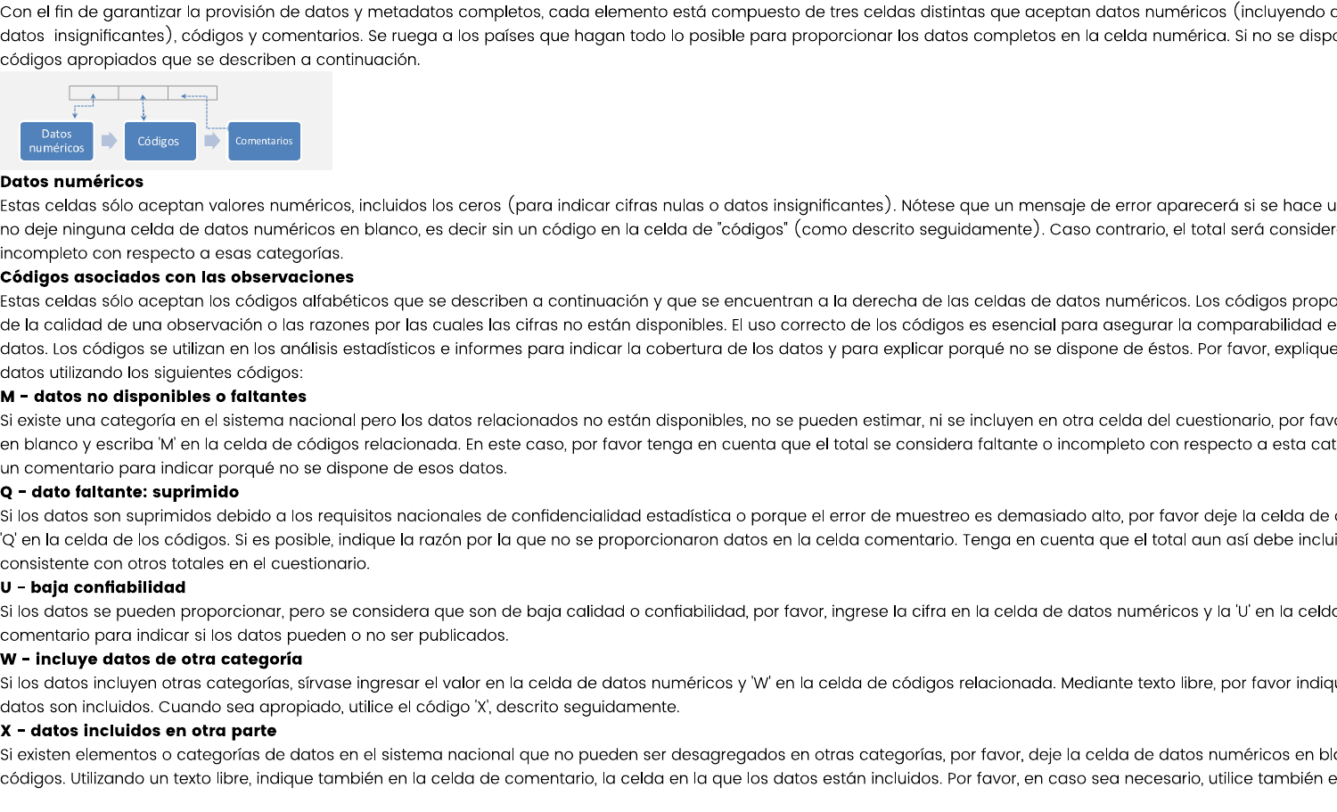Con el fin de garantizar la provisión de datos y metadatos completos, cada elemento está compuesto de tres celdas distintas que aceptan datos numéricos (incluyendo c datos insignificantes), códigos y comentarios. Se ruega a los países que hagan todo lo posible para proporcionar los datos completos en la celda numérica. Si no se dispo códigos apropiados que se describen a continuación.

Datos numéricos

Códigos

Comentarios

**Datos numéricos**

Estas celdas sólo aceptan valores numéricos, incluidos los ceros (para indicar cifras nulas o datos insignificantes). Nótese que un mensaje de error aparecerá si se hace u no deje ninguna celda de datos numéricos en blanco, es decir sin un código en la celda de "códigos" (como descrito seguidamente). Caso contrario, el total será consider incompleto con respecto a esas categorías.

**Códigos asociados con las observaciones**

Estas celdas sólo aceptan los códigos alfabéticos que se describen a continuación y que se encuentran a la derecha de las celdas de datos numéricos. Los códigos propo de la calidad de una observación o las razones por las cuales las cifras no están disponibles. El uso correcto de los códigos es esencial para asegurar la comparabilidad e datos. Los códigos se utilizan en los análisis estadísticos e informes para indicar la cobertura de los datos y para explicar porqué no se dispone de éstos. Por favor, explique datos utilizando los siguientes códigos:

**M - datos no disponibles o faltantes**

Si existe una categoría en el sistema nacional pero los datos relacionados no están disponibles, no se pueden estimar, ni se incluyen en otra celda del cuestionario, por fav en blanco y escriba 'M' en la celda de códigos relacionada. En este caso, por favor tenga en cuenta que el total se considera faltante o incompleto con respecto a esta cat un comentario para indicar porqué no se dispone de esos datos.

**Q - dato faltante: suprimido**

Si los datos son suprimidos debido a los requisitos nacionales de confidencialidad estadística o porque el error de muestreo es demasiado alto, por favor deje la celda de 'Q' en la celda de los códigos. Si es posible, indique la razón por la que no se proporcionaron datos en la celda comentario. Tenga en cuenta que el total aun así debe inclui consistente con otros totales en el cuestionario.

**U - baja confiabilidad**

Si los datos se pueden proporcionar, pero se considera que son de baja calidad o confiabilidad, por favor, ingrese la cifra en la celda de datos numéricos y la 'U' en la celd comentario para indicar si los datos pueden o no ser publicados.

**W - incluye datos de otra categoría**

Si los datos incluyen otras categorías, sírvase ingresar el valor en la celda de datos numéricos y 'W' en la celda de códigos relacionada. Mediante texto libre, por favor indiqu datos son incluidos. Cuando sea apropiado, utilice el código 'X', descrito seguidamente.

**X - datos incluidos en otra parte**

Si existen elementos o categorías de datos en el sistema nacional que no pueden ser desagregados en otras categorías, por favor, deje la celda de datos numéricos en bl códigos. Utilizando un texto libre, indique también en la celda de comentario, la celda en la que los datos están incluidos. Por favor, en caso sea necesario, utilice también e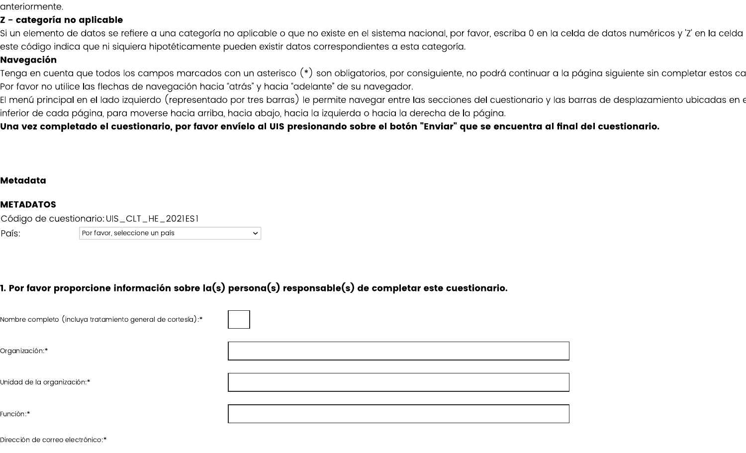anteriormente.

**Z - categoría no aplicable**

Si un elemento de datos se refiere a una categoría no aplicable o que no existe en el sistema nacional, por favor, escriba 0 en la celda de datos numéricos y 'Z' en la celda este código indica que ni siquiera hipotéticamente pueden existir datos correspondientes a esta categoría.

**Navegación**

Tenga en cuenta que todos los campos marcados con un asterisco (*) son obligatorios, por consiguiente, no podrá continuar a la página siguiente sin completar estos ca

Por favor no utilice las flechas de navegación hacia "atrás" y hacia "adelante" de su navegador.

El menú principal en el lado izquierdo (representado por tres barras) le permite navegar entre las secciones del cuestionario y las barras de desplazamiento ubicadas en e inferior de cada página, para moverse hacia arriba, hacia abajo, hacia la izquierda o hacia la derecha de la página.

**Una vez completado el cuestionario, por favor envíelo al UIS presionando sobre el botón "Enviar" que se encuentra al final del cuestionario.**

**Metadata**

**METADATOS**

Código de cuestionario: UIS_CLT_HE_2021ES1

País: Por favor, seleccione un país

**1. Por favor proporcione información sobre la(s) persona(s) responsable(s) de completar este cuestionario.**

Nombre completo (incluya tratamiento general de cortesía):*

Organización:*

Unidad de la organización:*

Función:*

Dirección de correo electrónico:*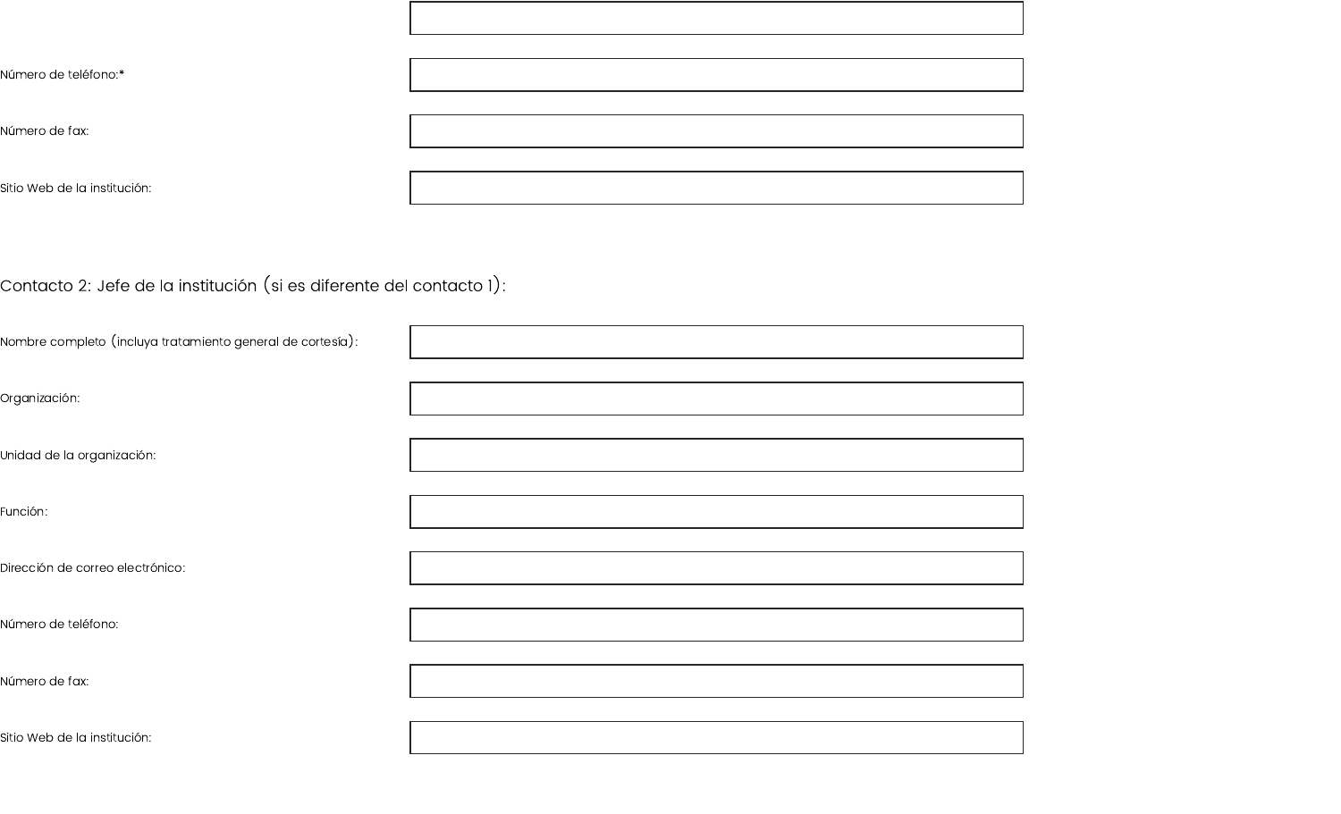Número de teléfono:*

Número de fax:

Sitio Web de la institución:

Contacto 2: Jefe de la institución (si es diferente del contacto 1):

Nombre completo (incluya tratamiento general de cortesía):

Organización:

Unidad de la organización:

Función:

Dirección de correo electrónico:

Número de teléfono:

Número de fax:

Sitio Web de la institución: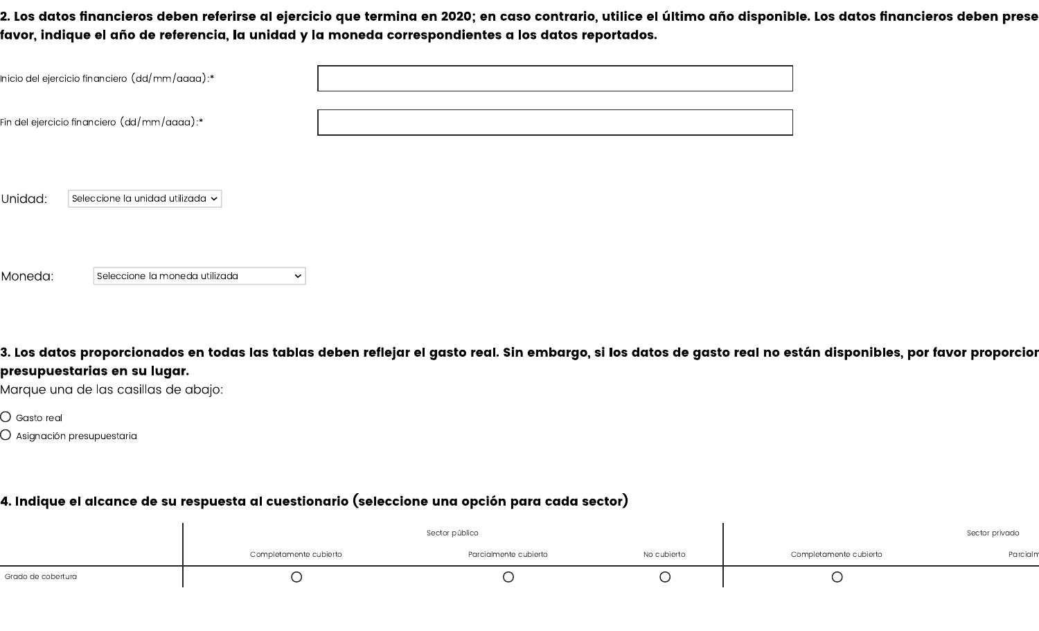**2. Los datos financieros deben referirse al ejercicio que termina en 2020; en caso contrario, utilice el último año disponible. Los datos financieros deben prese favor, indique el año de referencia, la unidad y la moneda correspondientes a los datos reportados.**

Inicio del ejercicio financiero (dd/mm/aaaa):*

Fin del ejercicio financiero (dd/mm/aaaa):*

Unidad: Seleccione la unidad utilizada

Moneda: Seleccione la moneda utilizada

**3. Los datos proporcionados en todas las tablas deben reflejar el gasto real. Sin embargo, si los datos de gasto real no están disponibles, por favor proporcior presupuestarias en su lugar.**

Marque una de las casillas de abajo:

- ○ Gasto real
- ○ Asignación presupuestaria

**4. Indique el alcance de su respuesta al cuestionario (seleccione una opción para cada sector)**

| | Sector público | | | Sector privado | |
|---|---|---|---|---|---|
| | Completamente cubierto | Parcialmente cubierto | No cubierto | Completamente cubierto | Parcialm |
| Grado de cobertura | ○ | ○ | ○ | ○ | |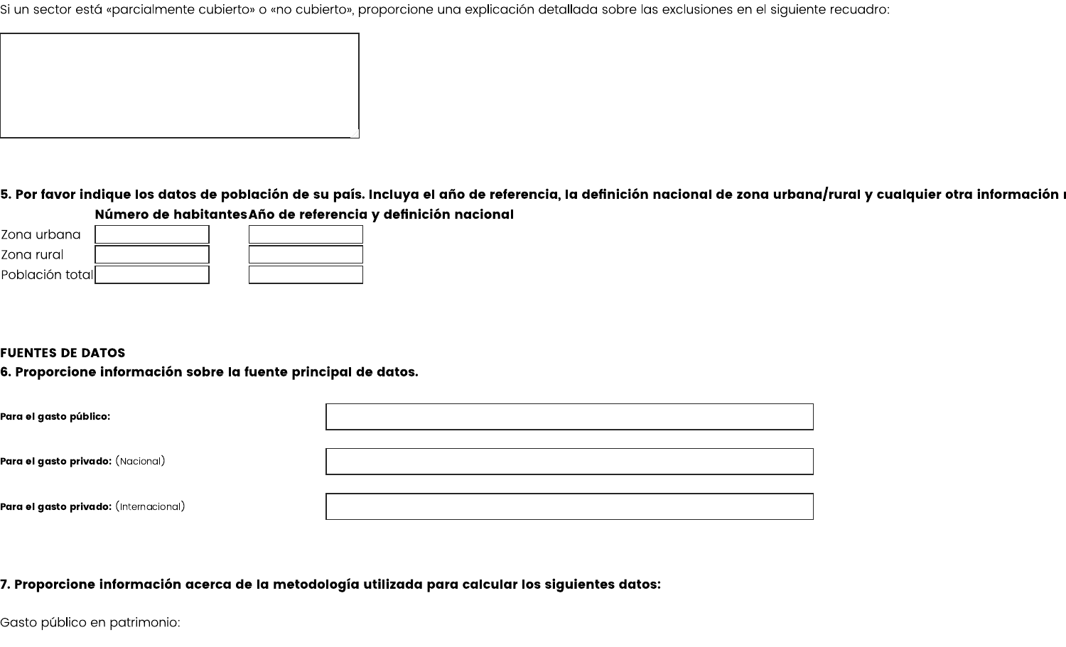Si un sector está «parcialmente cubierto» o «no cubierto», proporcione una explicación detallada sobre las exclusiones en el siguiente recuadro:

**5. Por favor indique los datos de población de su país. Incluya el año de referencia, la definición nacional de zona urbana/rural y cualquier otra información r**

| | **Número de habitantes** | **Año de referencia y definición nacional** |
|---|---|---|
| Zona urbana | | |
| Zona rural | | |
| Población total | | |

**FUENTES DE DATOS**

**6. Proporcione información sobre la fuente principal de datos.**

**Para el gasto público:**

**Para el gasto privado:** (Nacional)

**Para el gasto privado:** (Internacional)

**7. Proporcione información acerca de la metodología utilizada para calcular los siguientes datos:**

Gasto público en patrimonio: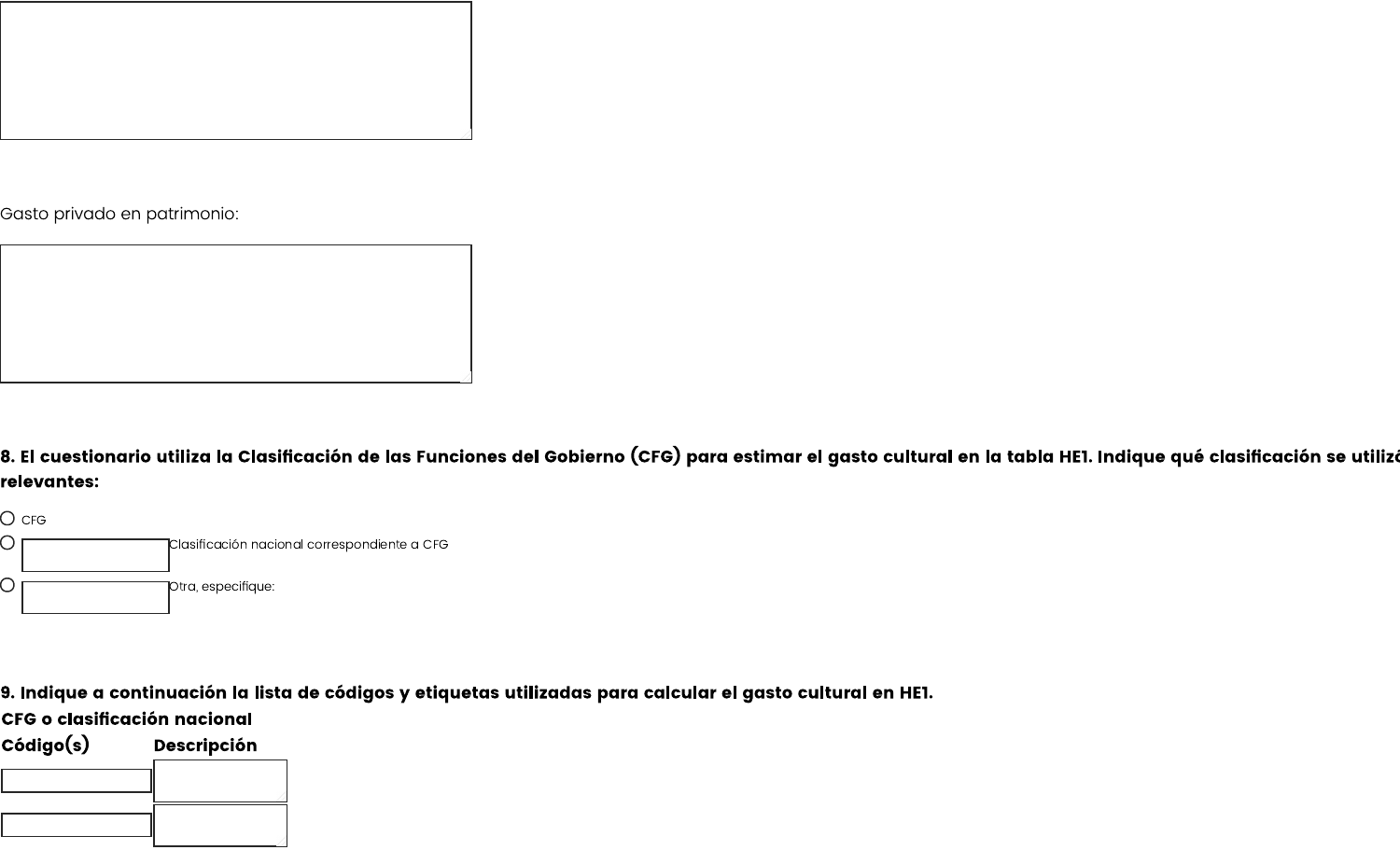Gasto privado en patrimonio:

**8. El cuestionario utiliza la Clasificación de las Funciones del Gobierno (CFG) para estimar el gasto cultural en la tabla HE1. Indique qué clasificación se utilizó relevantes:**

- ○ CFG
- ○ Clasificación nacional correspondiente a CFG
- ○ Otra, especifique:

**9. Indique a continuación la lista de códigos y etiquetas utilizadas para calcular el gasto cultural en HE1.**

**CFG o clasificación nacional**

| Código(s) | Descripción |
| --- | --- |
| | |
| | |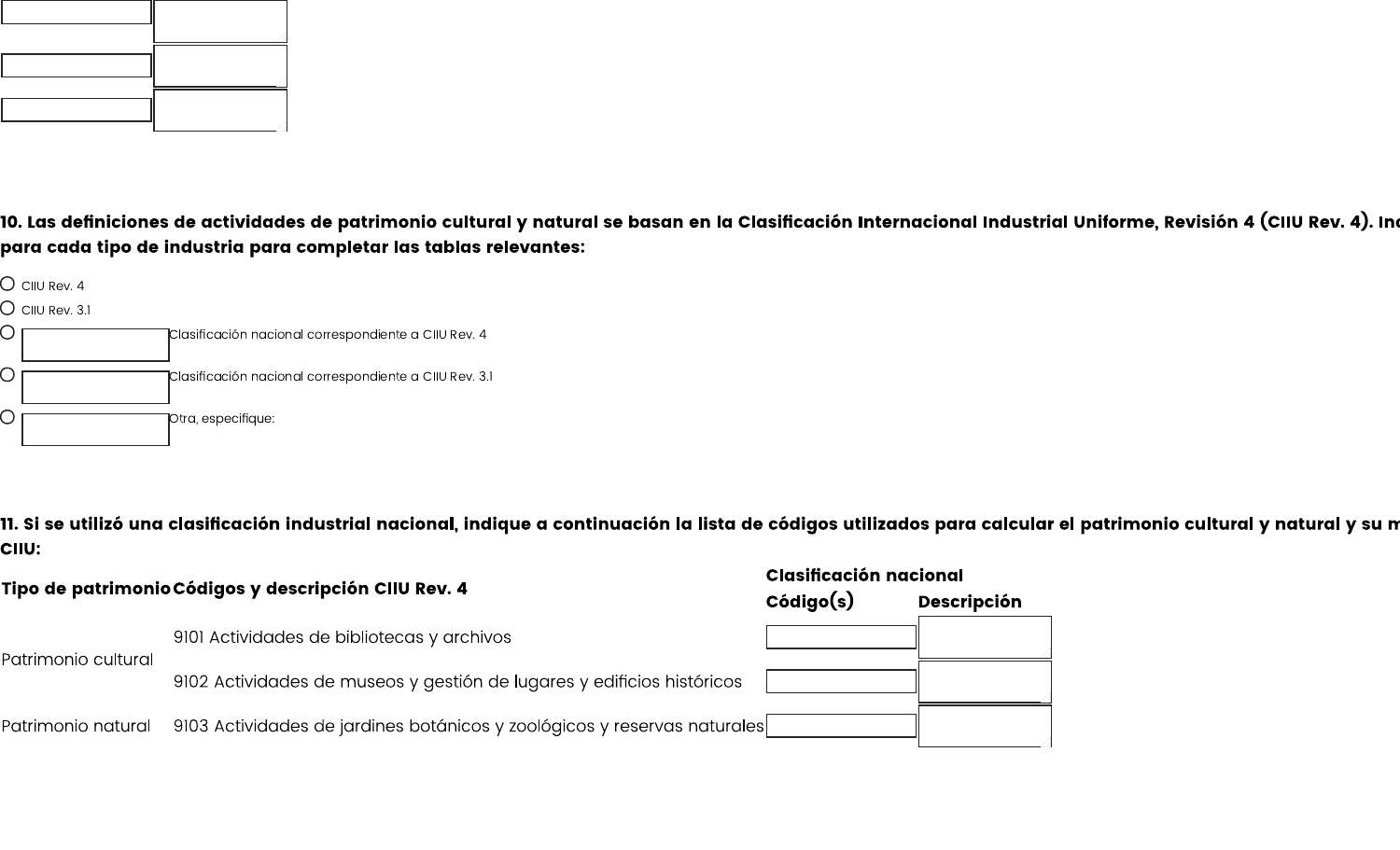10. **Las definiciones de actividades de patrimonio cultural y natural se basan en la Clasificación Internacional Industrial Uniforme, Revisión 4 (CIIU Rev. 4). Ind para cada tipo de industria para completar las tablas relevantes:**

- ○ CIIU Rev. 4
- ○ CIIU Rev. 3.1
- ○ ____ Clasificación nacional correspondiente a CIIU Rev. 4
- ○ ____ Clasificación nacional correspondiente a CIIU Rev. 3.1
- ○ ____ Otra, especifique:

11. **Si se utilizó una clasificación industrial nacional, indique a continuación la lista de códigos utilizados para calcular el patrimonio cultural y natural y su m CIIU:**

| Tipo de patrimonio | Códigos y descripción CIIU Rev. 4 | Clasificación nacional | |
|---|---|---|---|
| | | Código(s) | Descripción |
| Patrimonio cultural | 9101 Actividades de bibliotecas y archivos | | |
| | 9102 Actividades de museos y gestión de lugares y edificios históricos | | |
| Patrimonio natural | 9103 Actividades de jardines botánicos y zoológicos y reservas naturales | | |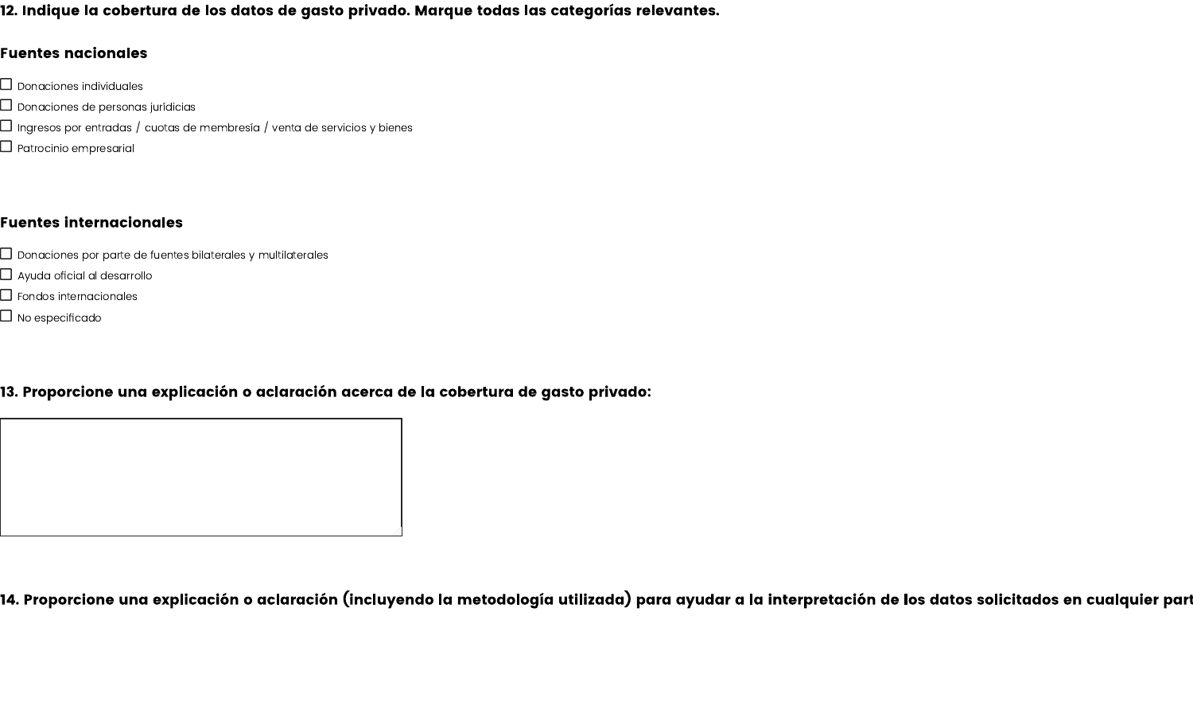**12. Indique la cobertura de los datos de gasto privado. Marque todas las categorías relevantes.**

**Fuentes nacionales**

- ☐ Donaciones individuales
- ☐ Donaciones de personas jurídicias
- ☐ Ingresos por entradas / cuotas de membresía / venta de servicios y bienes
- ☐ Patrocinio empresarial

**Fuentes internacionales**

- ☐ Donaciones por parte de fuentes bilaterales y multilaterales
- ☐ Ayuda oficial al desarrollo
- ☐ Fondos internacionales
- ☐ No especificado

**13. Proporcione una explicación o aclaración acerca de la cobertura de gasto privado:**

**14. Proporcione una explicación o aclaración (incluyendo la metodología utilizada) para ayudar a la interpretación de los datos solicitados en cualquier part**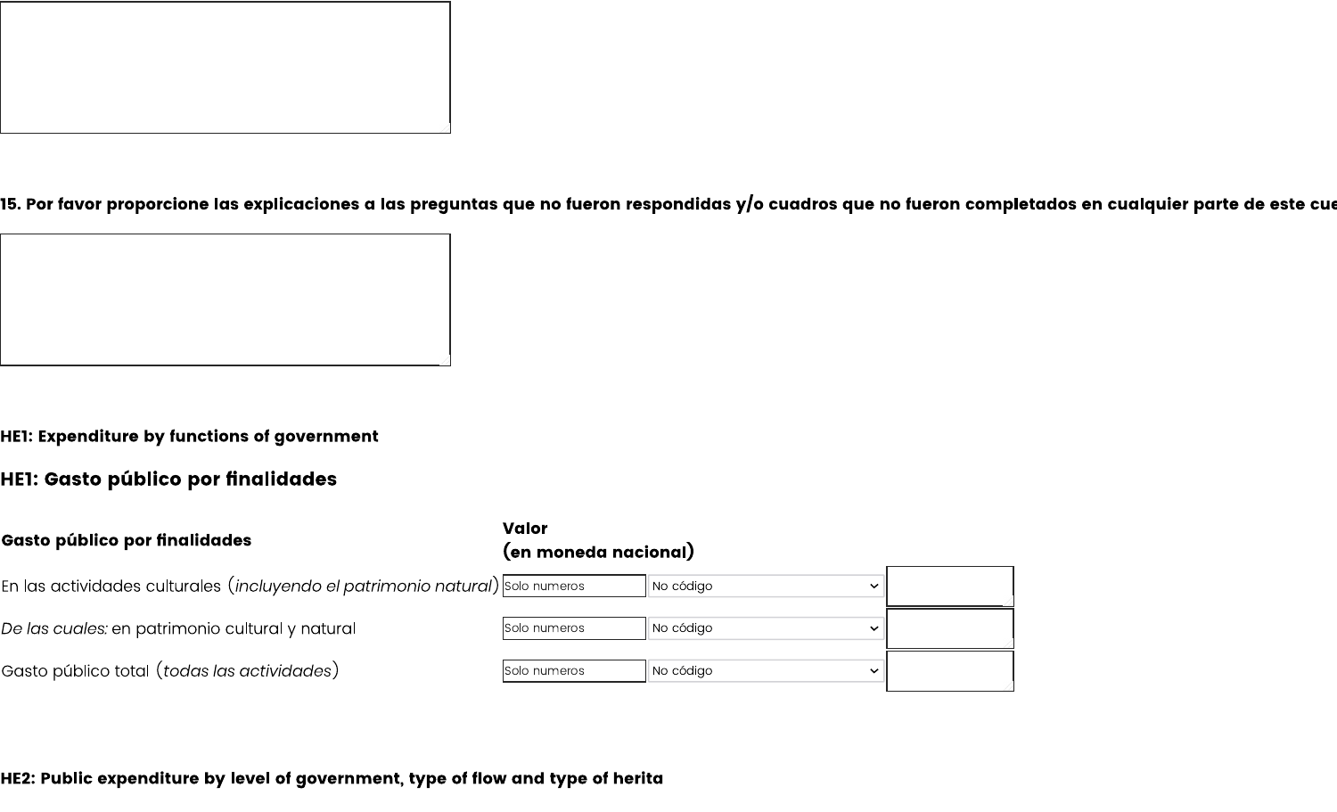**15. Por favor proporcione las explicaciones a las preguntas que no fueron respondidas y/o cuadros que no fueron completados en cualquier parte de este cue**

**HE1: Expenditure by functions of government**

## HE1: Gasto público por finalidades

| **Gasto público por finalidades** | **Valor (en moneda nacional)** | | |
|---|---|---|---|
| En las actividades culturales (*incluyendo el patrimonio natural*) | Solo numeros | No código | |
| *De las cuales:* en patrimonio cultural y natural | Solo numeros | No código | |
| Gasto público total (*todas las actividades*) | Solo numeros | No código | |

**HE2: Public expenditure by level of government, type of flow and type of herita**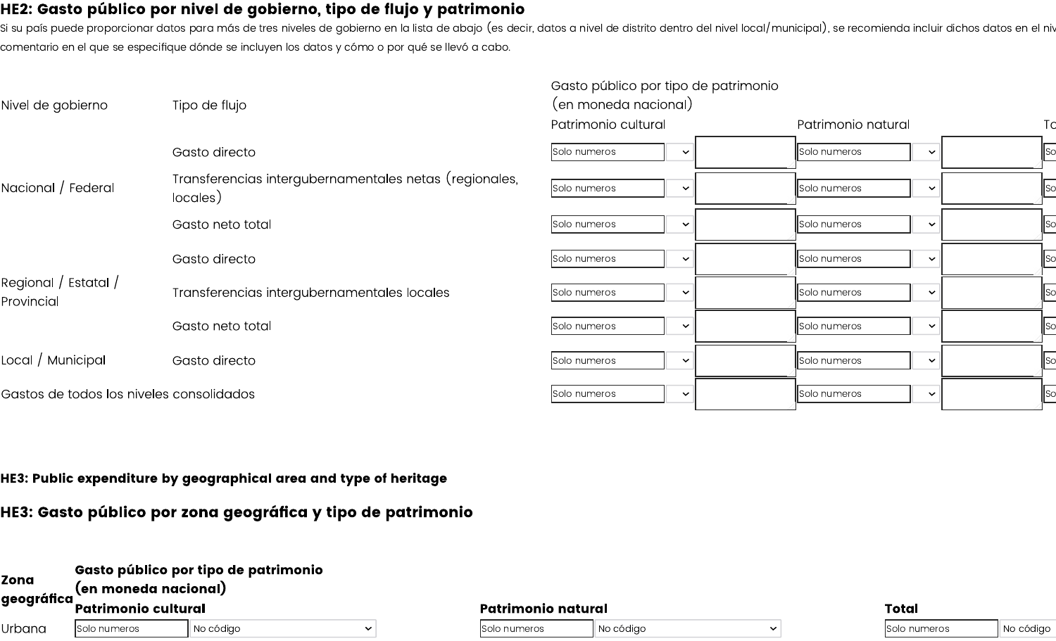**HE2: Gasto público por nivel de gobierno, tipo de flujo y patrimonio**

Si su país puede proporcionar datos para más de tres niveles de gobierno en la lista de abajo (es decir, datos a nivel de distrito dentro del nivel local/municipal), se recomienda incluir dichos datos en el niv comentario en el que se especifique dónde se incluyen los datos y cómo o por qué se llevó a cabo.

| Nivel de gobierno | Tipo de flujo | Gasto público por tipo de patrimonio (en moneda nacional) | | | | | | |
|---|---|---|---|---|---|---|---|---|
| | | Patrimonio cultural | | | Patrimonio natural | | | To |
| Nacional / Federal | Gasto directo | Solo numeros | | | Solo numeros | | | So |
| | Transferencias intergubernamentales netas (regionales, locales) | Solo numeros | | | Solo numeros | | | So |
| | Gasto neto total | Solo numeros | | | Solo numeros | | | So |
| Regional / Estatal / Provincial | Gasto directo | Solo numeros | | | Solo numeros | | | So |
| | Transferencias intergubernamentales locales | Solo numeros | | | Solo numeros | | | So |
| | Gasto neto total | Solo numeros | | | Solo numeros | | | So |
| Local / Municipal | Gasto directo | Solo numeros | | | Solo numeros | | | So |
| Gastos de todos los niveles consolidados | | Solo numeros | | | Solo numeros | | | So |

**HE3: Public expenditure by geographical area and type of heritage**

## HE3: Gasto público por zona geográfica y tipo de patrimonio

| Zona geográfica | Gasto público por tipo de patrimonio (en moneda nacional) | | | | | |
|---|---|---|---|---|---|---|
| | **Patrimonio cultural** | | **Patrimonio natural** | | **Total** | |
| Urbana | Solo numeros | No código | Solo numeros | No código | Solo numeros | No código |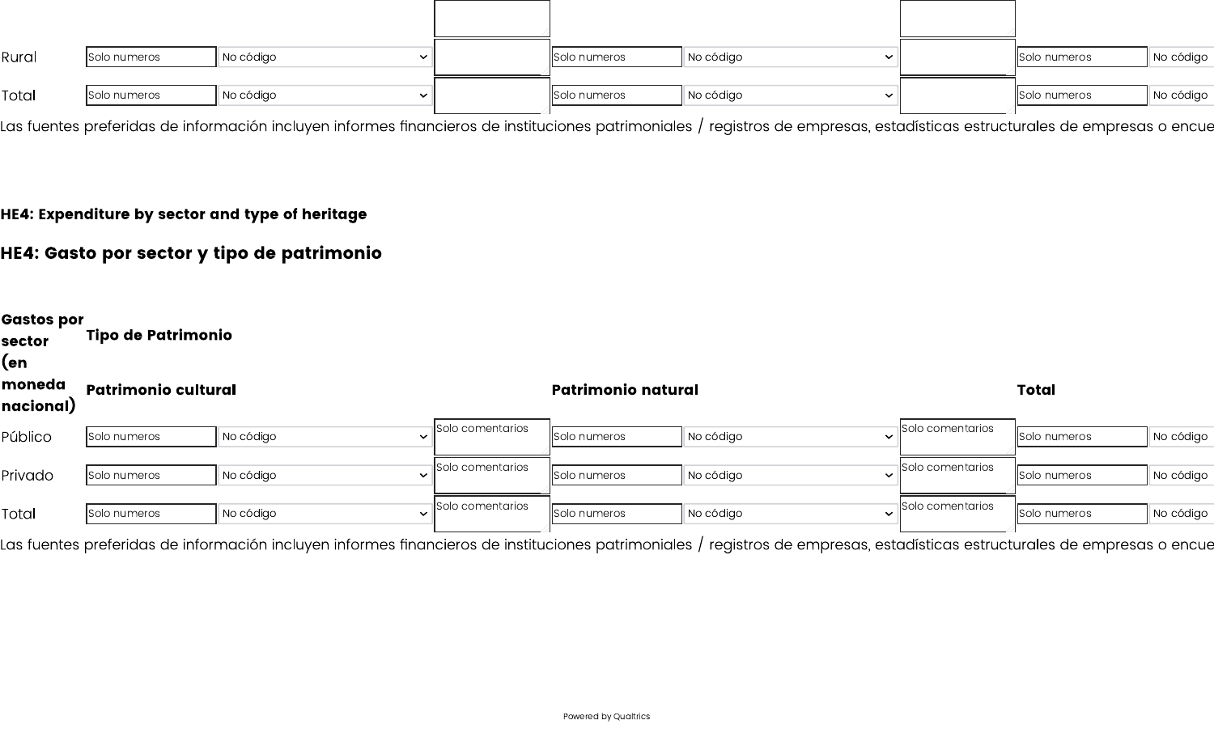| | | | | | | | | |
|---|---|---|---|---|---|---|---|---|
| Rural | Solo numeros | No código | | Solo numeros | No código | | Solo numeros | No código |
| Total | Solo numeros | No código | | Solo numeros | No código | | Solo numeros | No código |

Las fuentes preferidas de información incluyen informes financieros de instituciones patrimoniales / registros de empresas, estadísticas estructurales de empresas o encue

**HE4: Expenditure by sector and type of heritage**

## HE4: Gasto por sector y tipo de patrimonio

| Gastos por sector (en moneda nacional) | Tipo de Patrimonio | | | | | | | |
|---|---|---|---|---|---|---|---|---|
| | Patrimonio cultural | | | Patrimonio natural | | | Total | |
| Público | Solo numeros | No código | Solo comentarios | Solo numeros | No código | Solo comentarios | Solo numeros | No código |
| Privado | Solo numeros | No código | Solo comentarios | Solo numeros | No código | Solo comentarios | Solo numeros | No código |
| Total | Solo numeros | No código | Solo comentarios | Solo numeros | No código | Solo comentarios | Solo numeros | No código |

Las fuentes preferidas de información incluyen informes financieros de instituciones patrimoniales / registros de empresas, estadísticas estructurales de empresas o encue

Powered by Qualtrics